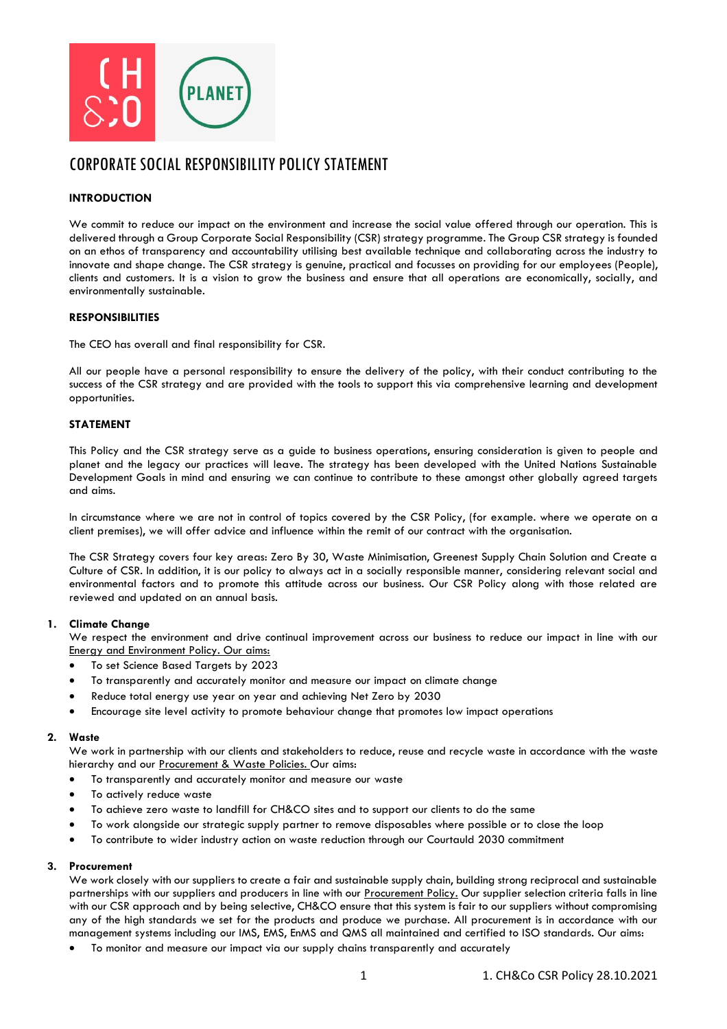# CORPORATE SOCIAL RESPONSIBILITY POLICY STATEMENT

**INTRODUCTION**

We commit to reduce our impact on the environment and increase the social value offered through our operation. This is delivered through a Group Corporate Social Responsibility (CSR) strategy programme. The Group CSR strategy is founded on an ethos of transparency and accountability utilising best available technique and collaborating across the industry to innovate and shape change. The CSR strategy is genuine, practical and focusses on providing for our employees (People), clients and customers. It is a vision to grow the business and ensure that all operations are economically, socially, and environmentally sustainable.

**RESPONSIBILITIES**

The CEO has overall and final responsibility for CSR.

All our people have a personal responsibility to ensure the delivery of the policy, with their conduct contributing to the success of the CSR strategy and are provided with the tools to support this via comprehensive learning and development opportunities.

**STATEMENT**

This Policy and the CSR strategy serve as a guide to business operations, ensuring consideration is given to people and planet and the legacy our practices will leave. The strategy has been developed with the United Nations Sustainable Development Goals in mind and ensuring we can continue to contribute to these amongst other globally agreed targets and aims.

In circumstance where we are not in control of topics covered by the CSR Policy, (for example. where we operate on a client premises), we will offer advice and influence within the remit of our contract with the organisation.

The CSR Strategy covers four key areas: Zero By 30, Waste Minimisation, Greenest Supply Chain Solution and Create a Culture of CSR. In addition, it is our policy to always act in a socially responsible manner, considering relevant social and environmental factors and to promote this attitude across our business. Our CSR Policy along with those related are reviewed and updated on an annual basis.

1. **Climate Change**
   We respect the environment and drive continual improvement across our business to reduce our impact in line with our Energy and Environment Policy. Our aims:
   - To set Science Based Targets by 2023
   - To transparently and accurately monitor and measure our impact on climate change
   - Reduce total energy use year on year and achieving Net Zero by 2030
   - Encourage site level activity to promote behaviour change that promotes low impact operations

2. **Waste**
   We work in partnership with our clients and stakeholders to reduce, reuse and recycle waste in accordance with the waste hierarchy and our Procurement & Waste Policies. Our aims:
   - To transparently and accurately monitor and measure our waste
   - To actively reduce waste
   - To achieve zero waste to landfill for CH&CO sites and to support our clients to do the same
   - To work alongside our strategic supply partner to remove disposables where possible or to close the loop
   - To contribute to wider industry action on waste reduction through our Courtauld 2030 commitment

3. **Procurement**
   We work closely with our suppliers to create a fair and sustainable supply chain, building strong reciprocal and sustainable partnerships with our suppliers and producers in line with our Procurement Policy. Our supplier selection criteria falls in line with our CSR approach and by being selective, CH&CO ensure that this system is fair to our suppliers without compromising any of the high standards we set for the products and produce we purchase. All procurement is in accordance with our management systems including our IMS, EMS, EnMS and QMS all maintained and certified to ISO standards. Our aims:
   - To monitor and measure our impact via our supply chains transparently and accurately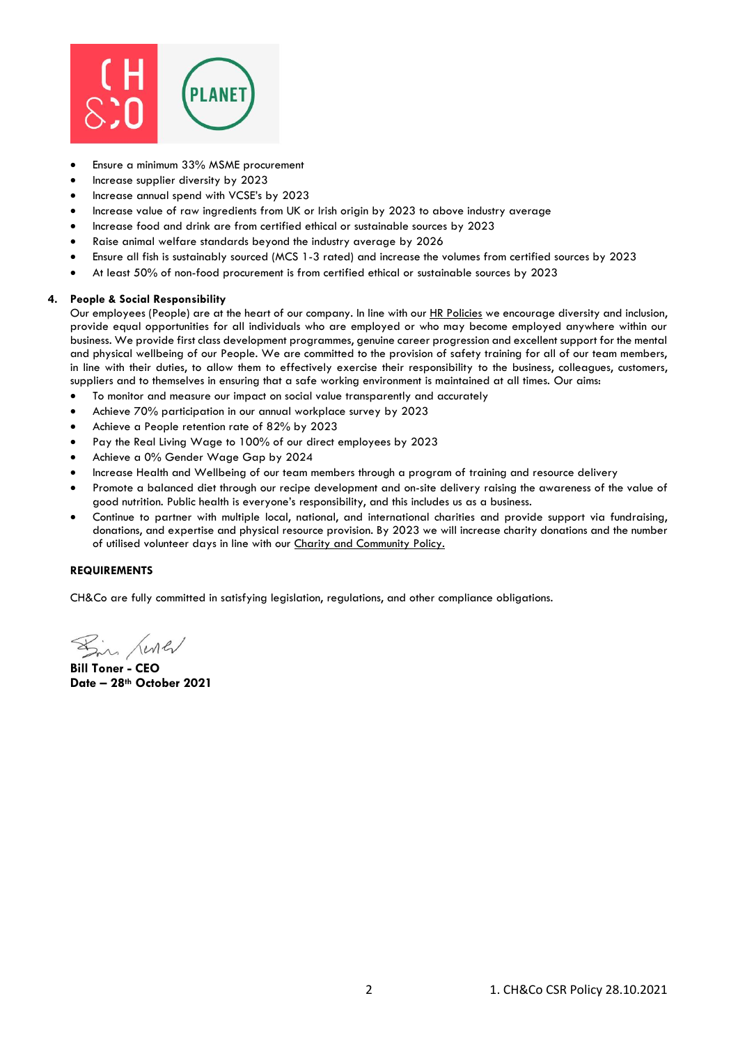- Ensure a minimum 33% MSME procurement
- Increase supplier diversity by 2023
- Increase annual spend with VCSE's by 2023
- Increase value of raw ingredients from UK or Irish origin by 2023 to above industry average
- Increase food and drink are from certified ethical or sustainable sources by 2023
- Raise animal welfare standards beyond the industry average by 2026
- Ensure all fish is sustainably sourced (MCS 1-3 rated) and increase the volumes from certified sources by 2023
- At least 50% of non-food procurement is from certified ethical or sustainable sources by 2023

**4. People & Social Responsibility**

Our employees (People) are at the heart of our company. In line with our HR Policies we encourage diversity and inclusion, provide equal opportunities for all individuals who are employed or who may become employed anywhere within our business. We provide first class development programmes, genuine career progression and excellent support for the mental and physical wellbeing of our People. We are committed to the provision of safety training for all of our team members, in line with their duties, to allow them to effectively exercise their responsibility to the business, colleagues, customers, suppliers and to themselves in ensuring that a safe working environment is maintained at all times. Our aims:

- To monitor and measure our impact on social value transparently and accurately
- Achieve 70% participation in our annual workplace survey by 2023
- Achieve a People retention rate of 82% by 2023
- Pay the Real Living Wage to 100% of our direct employees by 2023
- Achieve a 0% Gender Wage Gap by 2024
- Increase Health and Wellbeing of our team members through a program of training and resource delivery
- Promote a balanced diet through our recipe development and on-site delivery raising the awareness of the value of good nutrition. Public health is everyone's responsibility, and this includes us as a business.
- Continue to partner with multiple local, national, and international charities and provide support via fundraising, donations, and expertise and physical resource provision. By 2023 we will increase charity donations and the number of utilised volunteer days in line with our Charity and Community Policy.

**REQUIREMENTS**

CH&Co are fully committed in satisfying legislation, regulations, and other compliance obligations.

**Bill Toner - CEO**
**Date – 28th October 2021**